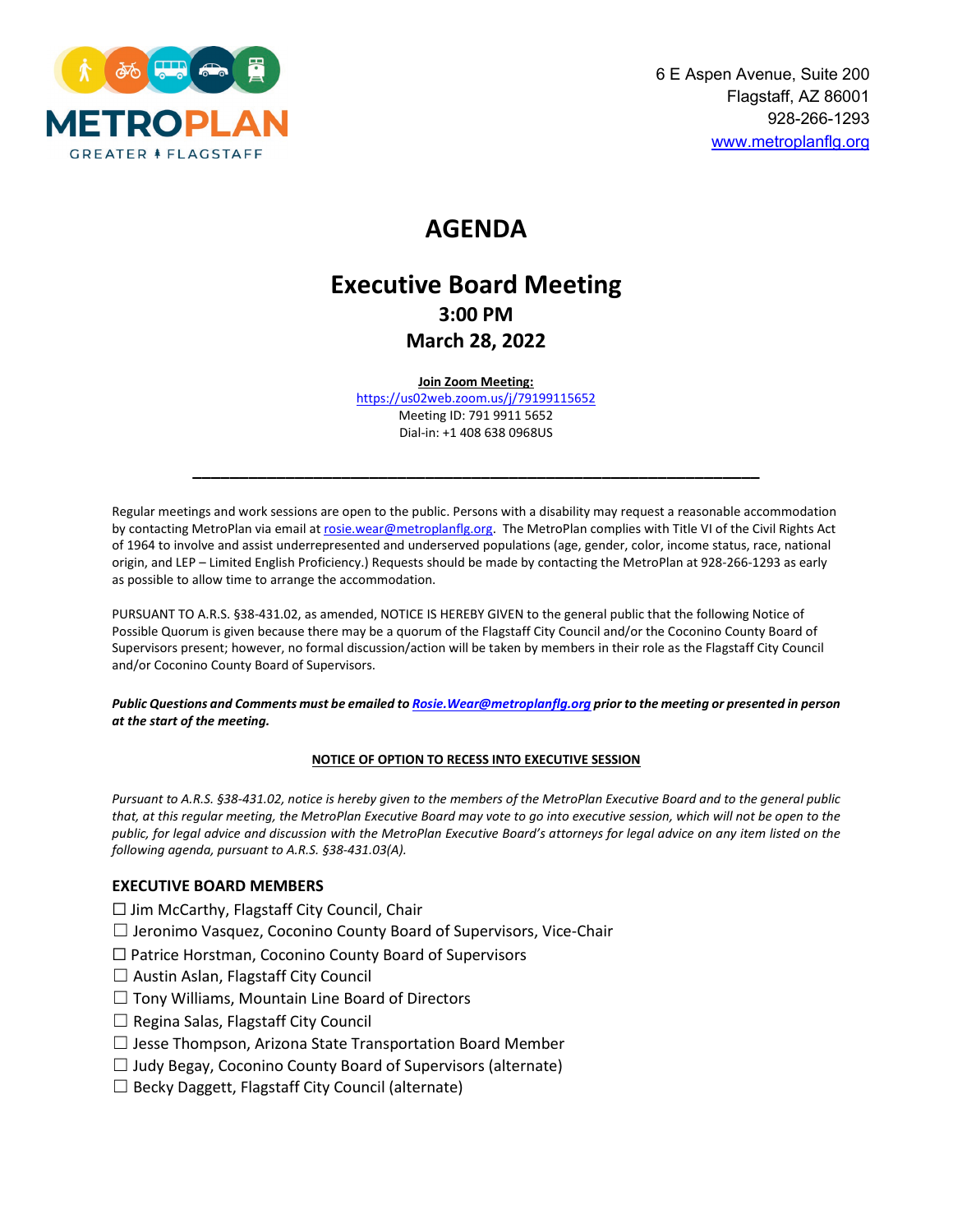METROPLAN
GREATER FLAGSTAFF

6 E Aspen Avenue, Suite 200
Flagstaff, AZ 86001
928-266-1293
www.metroplanflg.org

# AGENDA

## Executive Board Meeting
### 3:00 PM
### March 28, 2022

**Join Zoom Meeting:**
https://us02web.zoom.us/j/79199115652
Meeting ID: 791 9911 5652
Dial-in: +1 408 638 0968US

---

Regular meetings and work sessions are open to the public. Persons with a disability may request a reasonable accommodation by contacting MetroPlan via email at rosie.wear@metroplanflg.org. The MetroPlan complies with Title VI of the Civil Rights Act of 1964 to involve and assist underrepresented and underserved populations (age, gender, color, income status, race, national origin, and LEP – Limited English Proficiency.) Requests should be made by contacting the MetroPlan at 928-266-1293 as early as possible to allow time to arrange the accommodation.

PURSUANT TO A.R.S. §38-431.02, as amended, NOTICE IS HEREBY GIVEN to the general public that the following Notice of Possible Quorum is given because there may be a quorum of the Flagstaff City Council and/or the Coconino County Board of Supervisors present; however, no formal discussion/action will be taken by members in their role as the Flagstaff City Council and/or Coconino County Board of Supervisors.

***Public Questions and Comments must be emailed to Rosie.Wear@metroplanflg.org prior to the meeting or presented in person at the start of the meeting.***

**NOTICE OF OPTION TO RECESS INTO EXECUTIVE SESSION**

*Pursuant to A.R.S. §38-431.02, notice is hereby given to the members of the MetroPlan Executive Board and to the general public that, at this regular meeting, the MetroPlan Executive Board may vote to go into executive session, which will not be open to the public, for legal advice and discussion with the MetroPlan Executive Board's attorneys for legal advice on any item listed on the following agenda, pursuant to A.R.S. §38-431.03(A).*

### EXECUTIVE BOARD MEMBERS

☐ Jim McCarthy, Flagstaff City Council, Chair
☐ Jeronimo Vasquez, Coconino County Board of Supervisors, Vice-Chair
☐ Patrice Horstman, Coconino County Board of Supervisors
☐ Austin Aslan, Flagstaff City Council
☐ Tony Williams, Mountain Line Board of Directors
☐ Regina Salas, Flagstaff City Council
☐ Jesse Thompson, Arizona State Transportation Board Member
☐ Judy Begay, Coconino County Board of Supervisors (alternate)
☐ Becky Daggett, Flagstaff City Council (alternate)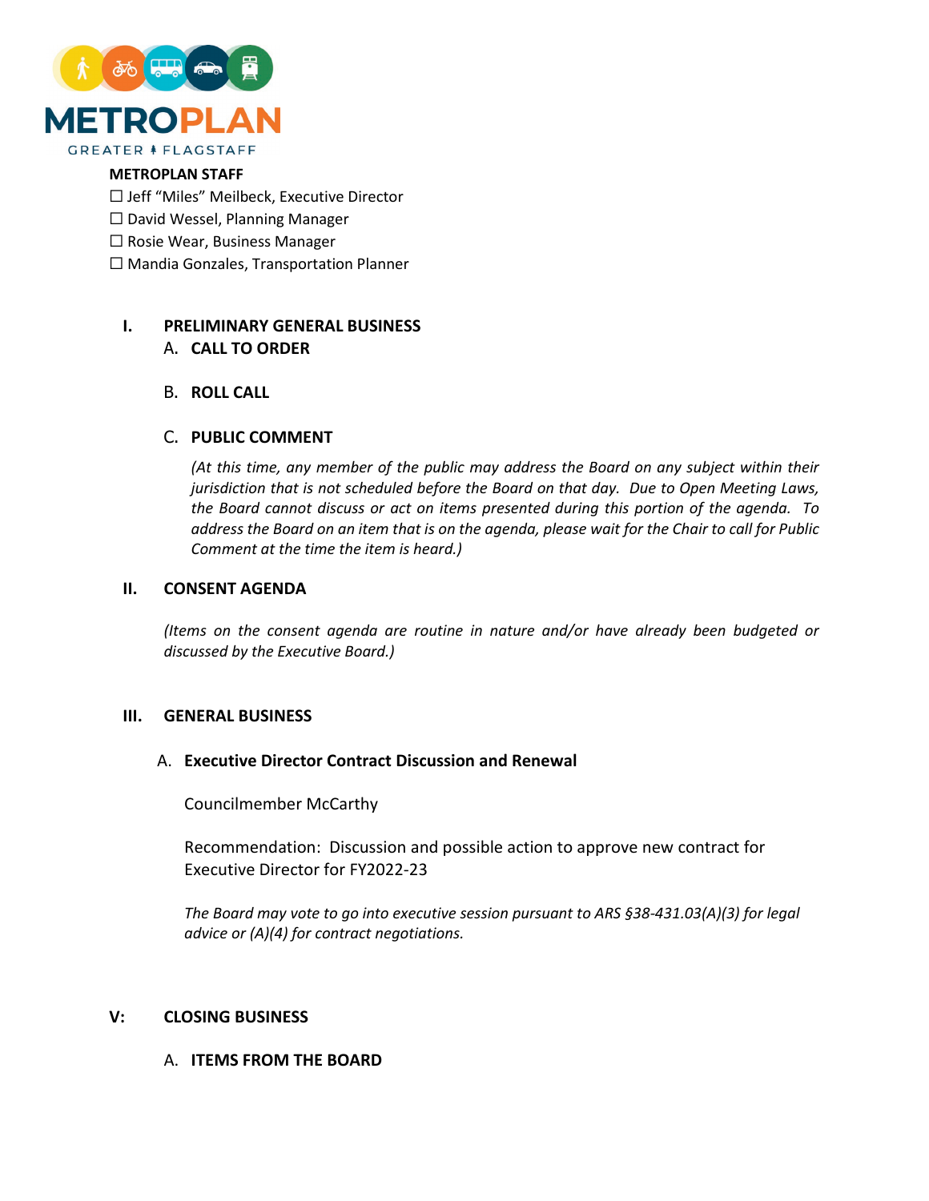**METROPLAN STAFF**

☐ Jeff "Miles" Meilbeck, Executive Director
☐ David Wessel, Planning Manager
☐ Rosie Wear, Business Manager
☐ Mandia Gonzales, Transportation Planner

## I. PRELIMINARY GENERAL BUSINESS

### A. CALL TO ORDER

### B. ROLL CALL

### C. PUBLIC COMMENT

*(At this time, any member of the public may address the Board on any subject within their jurisdiction that is not scheduled before the Board on that day. Due to Open Meeting Laws, the Board cannot discuss or act on items presented during this portion of the agenda. To address the Board on an item that is on the agenda, please wait for the Chair to call for Public Comment at the time the item is heard.)*

## II. CONSENT AGENDA

*(Items on the consent agenda are routine in nature and/or have already been budgeted or discussed by the Executive Board.)*

## III. GENERAL BUSINESS

### A. Executive Director Contract Discussion and Renewal

Councilmember McCarthy

Recommendation: Discussion and possible action to approve new contract for Executive Director for FY2022-23

*The Board may vote to go into executive session pursuant to ARS §38-431.03(A)(3) for legal advice or (A)(4) for contract negotiations.*

## V: CLOSING BUSINESS

### A. ITEMS FROM THE BOARD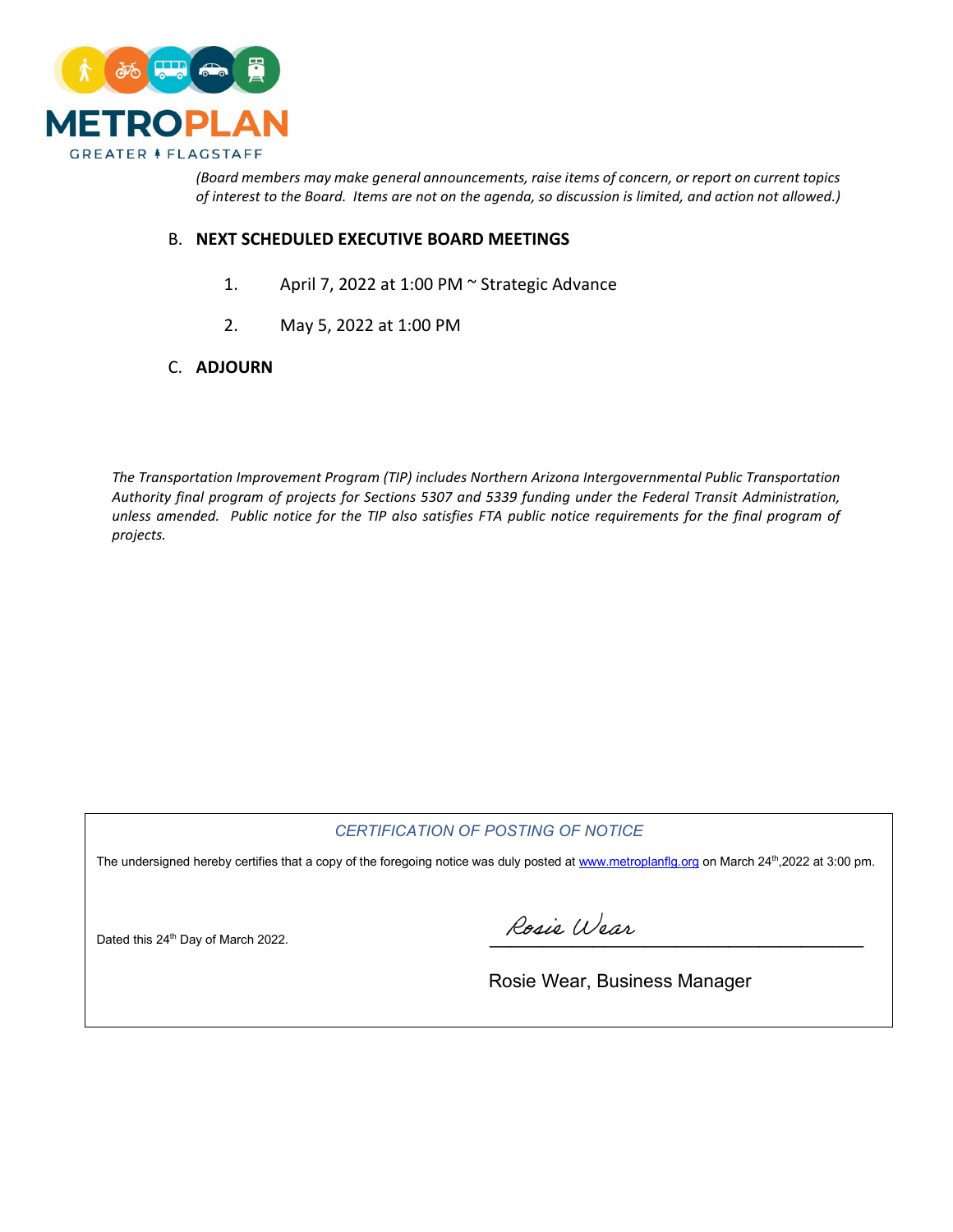*(Board members may make general announcements, raise items of concern, or report on current topics of interest to the Board. Items are not on the agenda, so discussion is limited, and action not allowed.)*

B. **NEXT SCHEDULED EXECUTIVE BOARD MEETINGS**

1. April 7, 2022 at 1:00 PM ~ Strategic Advance
2. May 5, 2022 at 1:00 PM

C. **ADJOURN**

*The Transportation Improvement Program (TIP) includes Northern Arizona Intergovernmental Public Transportation Authority final program of projects for Sections 5307 and 5339 funding under the Federal Transit Administration, unless amended. Public notice for the TIP also satisfies FTA public notice requirements for the final program of projects.*

*CERTIFICATION OF POSTING OF NOTICE*

The undersigned hereby certifies that a copy of the foregoing notice was duly posted at www.metroplanflg.org on March 24th,2022 at 3:00 pm.

Dated this 24th Day of March 2022.

Rosie Wear

Rosie Wear, Business Manager